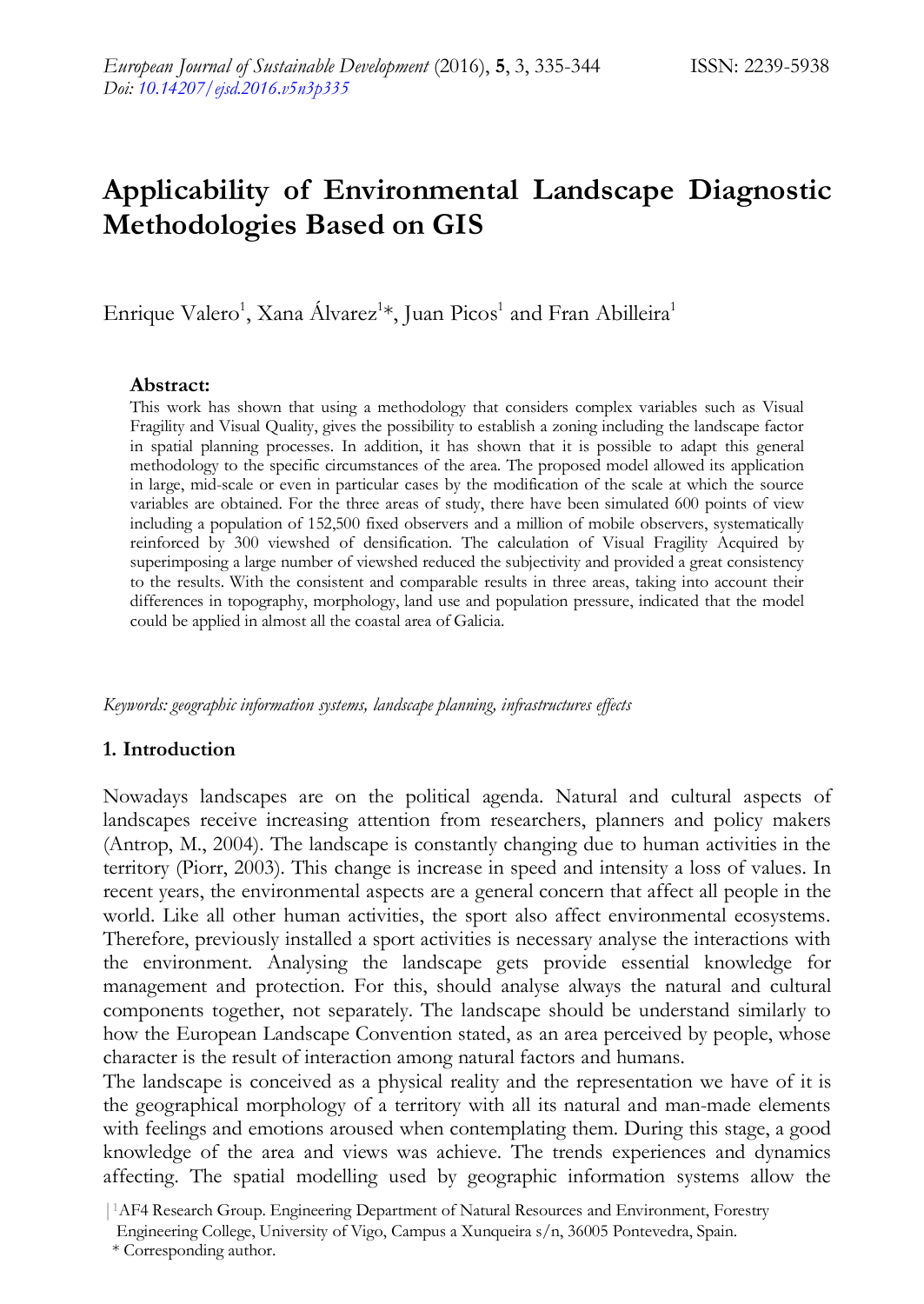# Applicability of Environmental Landscape Diagnostic Methodologies Based on GIS

Enrique Valero[1], Xana Álvarez[1]*, Juan Picos[1] and Fran Abilleira[1]

**Abstract:**

This work has shown that using a methodology that considers complex variables such as Visual Fragility and Visual Quality, gives the possibility to establish a zoning including the landscape factor in spatial planning processes. In addition, it has shown that it is possible to adapt this general methodology to the specific circumstances of the area. The proposed model allowed its application in large, mid-scale or even in particular cases by the modification of the scale at which the source variables are obtained. For the three areas of study, there have been simulated 600 points of view including a population of 152,500 fixed observers and a million of mobile observers, systematically reinforced by 300 viewshed of densification. The calculation of Visual Fragility Acquired by superimposing a large number of viewshed reduced the subjectivity and provided a great consistency to the results. With the consistent and comparable results in three areas, taking into account their differences in topography, morphology, land use and population pressure, indicated that the model could be applied in almost all the coastal area of Galicia.

*Keywords: geographic information systems, landscape planning, infrastructures effects*

## 1. Introduction

Nowadays landscapes are on the political agenda. Natural and cultural aspects of landscapes receive increasing attention from researchers, planners and policy makers (Antrop, M., 2004). The landscape is constantly changing due to human activities in the territory (Piorr, 2003). This change is increase in speed and intensity a loss of values. In recent years, the environmental aspects are a general concern that affect all people in the world. Like all other human activities, the sport also affect environmental ecosystems. Therefore, previously installed a sport activities is necessary analyse the interactions with the environment. Analysing the landscape gets provide essential knowledge for management and protection. For this, should analyse always the natural and cultural components together, not separately. The landscape should be understand similarly to how the European Landscape Convention stated, as an area perceived by people, whose character is the result of interaction among natural factors and humans.

The landscape is conceived as a physical reality and the representation we have of it is the geographical morphology of a territory with all its natural and man-made elements with feelings and emotions aroused when contemplating them. During this stage, a good knowledge of the area and views was achieve. The trends experiences and dynamics affecting. The spatial modelling used by geographic information systems allow the

[1]AF4 Research Group. Engineering Department of Natural Resources and Environment, Forestry Engineering College, University of Vigo, Campus a Xunqueira s/n, 36005 Pontevedra, Spain.

\* Corresponding author.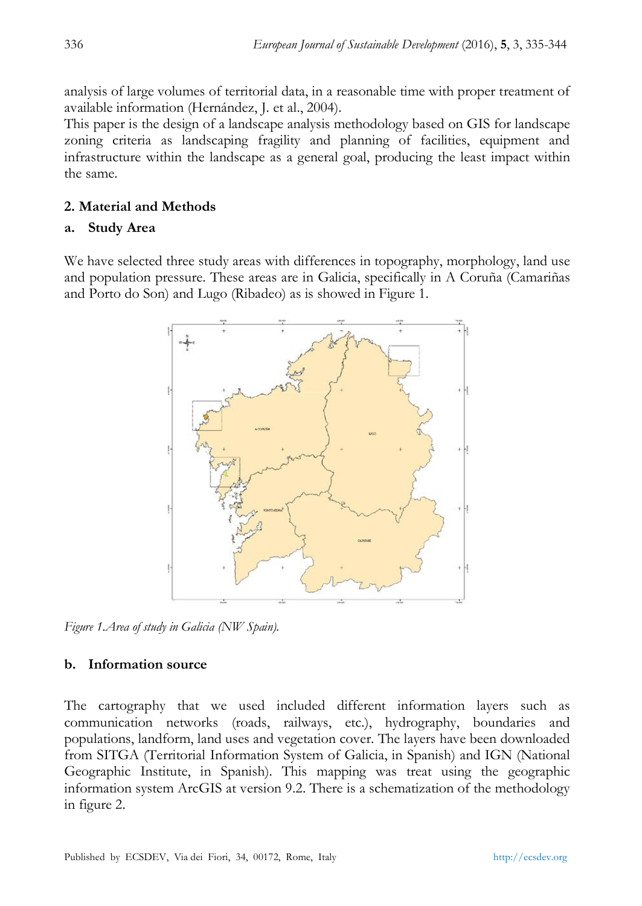analysis of large volumes of territorial data, in a reasonable time with proper treatment of available information (Hernández, J. et al., 2004).

This paper is the design of a landscape analysis methodology based on GIS for landscape zoning criteria as landscaping fragility and planning of facilities, equipment and infrastructure within the landscape as a general goal, producing the least impact within the same.

## 2. Material and Methods

### a. Study Area

We have selected three study areas with differences in topography, morphology, land use and population pressure. These areas are in Galicia, specifically in A Coruña (Camariñas and Porto do Son) and Lugo (Ribadeo) as is showed in Figure 1.

*Figure 1.Area of study in Galicia (NW Spain).*

### b. Information source

The cartography that we used included different information layers such as communication networks (roads, railways, etc.), hydrography, boundaries and populations, landform, land uses and vegetation cover. The layers have been downloaded from SITGA (Territorial Information System of Galicia, in Spanish) and IGN (National Geographic Institute, in Spanish). This mapping was treat using the geographic information system ArcGIS at version 9.2. There is a schematization of the methodology in figure 2.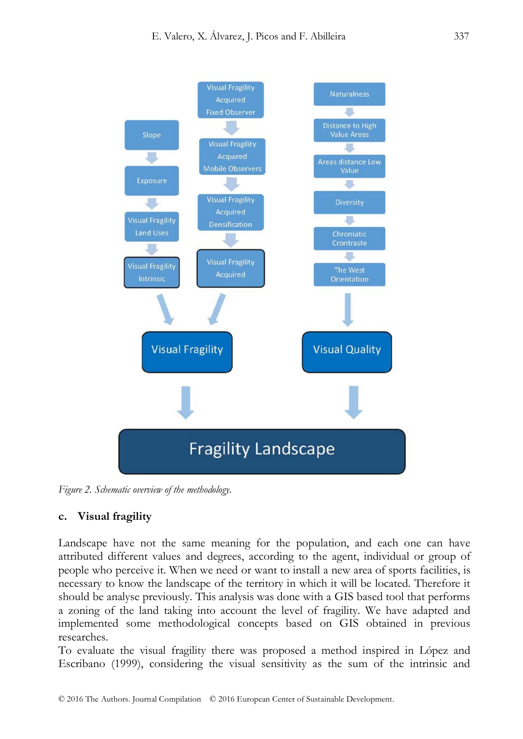Figure 2. Schematic overview of the methodology.

### c. Visual fragility

Landscape have not the same meaning for the population, and each one can have attributed different values and degrees, according to the agent, individual or group of people who perceive it. When we need or want to install a new area of sports facilities, is necessary to know the landscape of the territory in which it will be located. Therefore it should be analyse previously. This analysis was done with a GIS based tool that performs a zoning of the land taking into account the level of fragility. We have adapted and implemented some methodological concepts based on GIS obtained in previous researches.

To evaluate the visual fragility there was proposed a method inspired in López and Escribano (1999), considering the visual sensitivity as the sum of the intrinsic and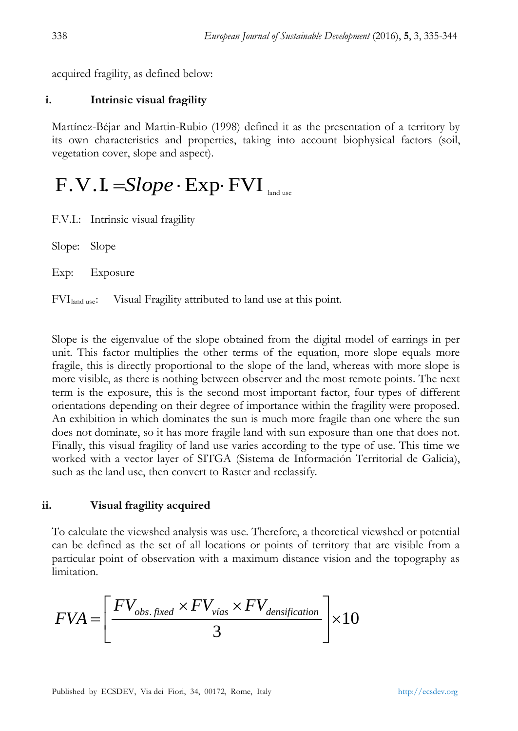acquired fragility, as defined below:

### i. Intrinsic visual fragility

Martínez-Béjar and Martin-Rubio (1998) defined it as the presentation of a territory by its own characteristics and properties, taking into account biophysical factors (soil, vegetation cover, slope and aspect).

$$\text{F.V.I.} = Slope \cdot \text{Exp} \cdot \text{FVI}_{\text{land use}}$$

F.V.I.: Intrinsic visual fragility

Slope: Slope

Exp: Exposure

$\text{FVI}_{\text{land use}}$: Visual Fragility attributed to land use at this point.

Slope is the eigenvalue of the slope obtained from the digital model of earrings in per unit. This factor multiplies the other terms of the equation, more slope equals more fragile, this is directly proportional to the slope of the land, whereas with more slope is more visible, as there is nothing between observer and the most remote points. The next term is the exposure, this is the second most important factor, four types of different orientations depending on their degree of importance within the fragility were proposed. An exhibition in which dominates the sun is much more fragile than one where the sun does not dominate, so it has more fragile land with sun exposure than one that does not. Finally, this visual fragility of land use varies according to the type of use. This time we worked with a vector layer of SITGA (Sistema de Información Territorial de Galicia), such as the land use, then convert to Raster and reclassify.

### ii. Visual fragility acquired

To calculate the viewshed analysis was use. Therefore, a theoretical viewshed or potential can be defined as the set of all locations or points of territory that are visible from a particular point of observation with a maximum distance vision and the topography as limitation.

$$FVA = \left[ \frac{FV_{obs.\,fixed} \times FV_{vías} \times FV_{densification}}{3} \right] \times 10$$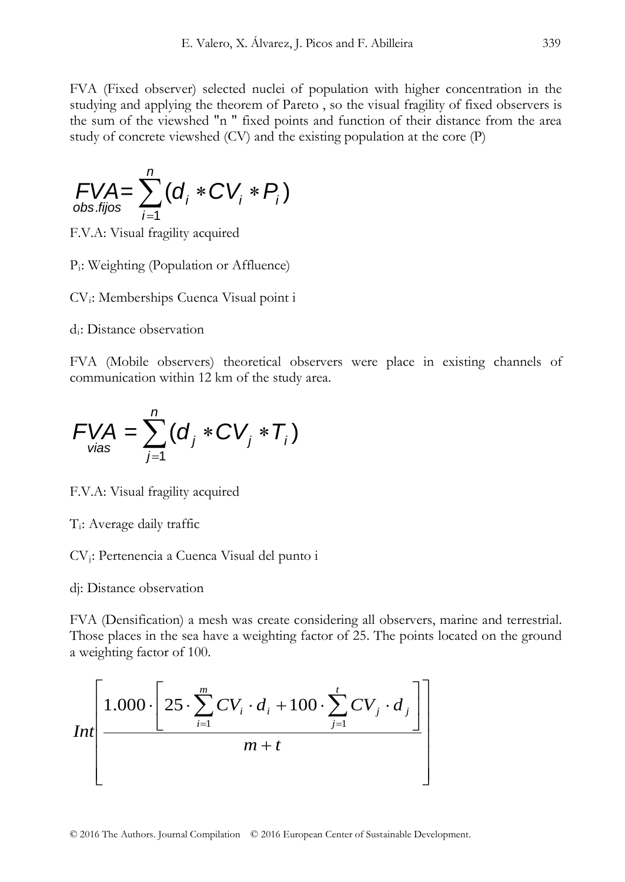FVA (Fixed observer) selected nuclei of population with higher concentration in the studying and applying the theorem of Pareto , so the visual fragility of fixed observers is the sum of the viewshed "n " fixed points and function of their distance from the area study of concrete viewshed (CV) and the existing population at the core (P)

$$FVA_{obs.fijos} = \sum_{i=1}^{n} (d_i * CV_i * P_i)$$

F.V.A: Visual fragility acquired

$P_i$: Weighting (Population or Affluence)

$CV_i$: Memberships Cuenca Visual point i

$d_i$: Distance observation

FVA (Mobile observers) theoretical observers were place in existing channels of communication within 12 km of the study area.

$$FVA_{vias} = \sum_{j=1}^{n} (d_j * CV_j * T_i)$$

F.V.A: Visual fragility acquired

$T_i$: Average daily traffic

$CV_j$: Pertenencia a Cuenca Visual del punto i

dj: Distance observation

FVA (Densification) a mesh was create considering all observers, marine and terrestrial. Those places in the sea have a weighting factor of 25. The points located on the ground a weighting factor of 100.

$$Int \left[ \frac{1.000 \cdot \left[ 25 \cdot \sum_{i=1}^{m} CV_i \cdot d_i + 100 \cdot \sum_{j=1}^{t} CV_j \cdot d_j \right]}{m + t} \right]$$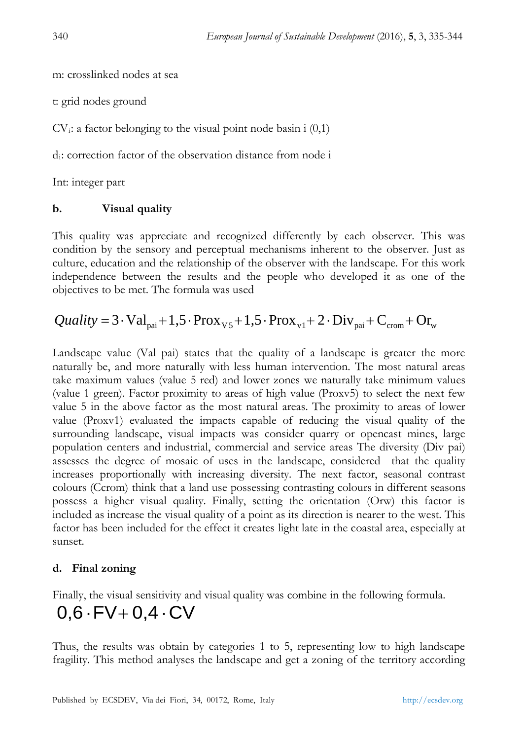m: crosslinked nodes at sea

t: grid nodes ground

$CV_i$: a factor belonging to the visual point node basin i (0,1)

$d_i$: correction factor of the observation distance from node i

Int: integer part

**b. Visual quality**

This quality was appreciate and recognized differently by each observer. This was condition by the sensory and perceptual mechanisms inherent to the observer. Just as culture, education and the relationship of the observer with the landscape. For this work independence between the results and the people who developed it as one of the objectives to be met. The formula was used

$$Quality = 3 \cdot \mathrm{Val}_{pai} + 1{,}5 \cdot \mathrm{Prox}_{V5} + 1{,}5 \cdot \mathrm{Prox}_{v1} + 2 \cdot \mathrm{Div}_{pai} + \mathrm{C}_{crom} + \mathrm{Or}_{w}$$

Landscape value (Val pai) states that the quality of a landscape is greater the more naturally be, and more naturally with less human intervention. The most natural areas take maximum values (value 5 red) and lower zones we naturally take minimum values (value 1 green). Factor proximity to areas of high value (Proxv5) to select the next few value 5 in the above factor as the most natural areas. The proximity to areas of lower value (Proxv1) evaluated the impacts capable of reducing the visual quality of the surrounding landscape, visual impacts was consider quarry or opencast mines, large population centers and industrial, commercial and service areas The diversity (Div pai) assesses the degree of mosaic of uses in the landscape, considered that the quality increases proportionally with increasing diversity. The next factor, seasonal contrast colours (Ccrom) think that a land use possessing contrasting colours in different seasons possess a higher visual quality. Finally, setting the orientation (Orw) this factor is included as increase the visual quality of a point as its direction is nearer to the west. This factor has been included for the effect it creates light late in the coastal area, especially at sunset.

**d. Final zoning**

Finally, the visual sensitivity and visual quality was combine in the following formula.

$$0{,}6 \cdot FV + 0{,}4 \cdot CV$$

Thus, the results was obtain by categories 1 to 5, representing low to high landscape fragility. This method analyses the landscape and get a zoning of the territory according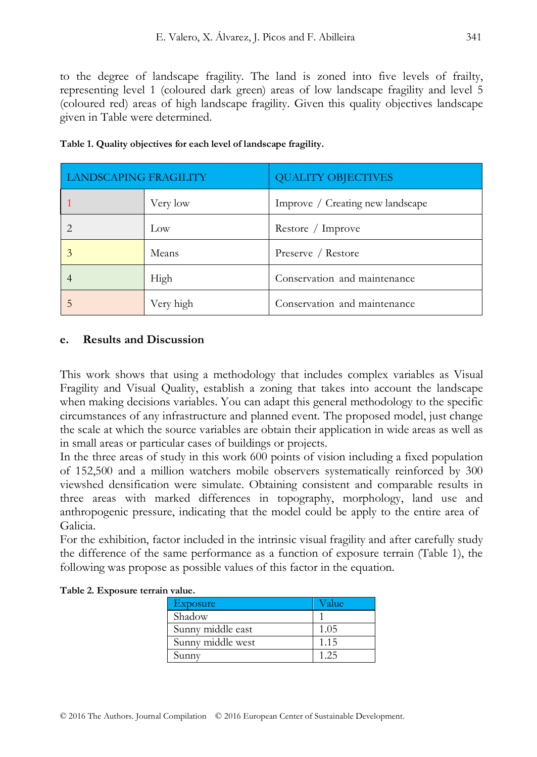to the degree of landscape fragility. The land is zoned into five levels of frailty, representing level 1 (coloured dark green) areas of low landscape fragility and level 5 (coloured red) areas of high landscape fragility. Given this quality objectives landscape given in Table were determined.

**Table 1. Quality objectives for each level of landscape fragility.**

| LANDSCAPING FRAGILITY | | QUALITY OBJECTIVES |
|---|---|---|
| 1 | Very low | Improve / Creating new landscape |
| 2 | Low | Restore / Improve |
| 3 | Means | Preserve / Restore |
| 4 | High | Conservation and maintenance |
| 5 | Very high | Conservation and maintenance |

## e. Results and Discussion

This work shows that using a methodology that includes complex variables as Visual Fragility and Visual Quality, establish a zoning that takes into account the landscape when making decisions variables. You can adapt this general methodology to the specific circumstances of any infrastructure and planned event. The proposed model, just change the scale at which the source variables are obtain their application in wide areas as well as in small areas or particular cases of buildings or projects.

In the three areas of study in this work 600 points of vision including a fixed population of 152,500 and a million watchers mobile observers systematically reinforced by 300 viewshed densification were simulate. Obtaining consistent and comparable results in three areas with marked differences in topography, morphology, land use and anthropogenic pressure, indicating that the model could be apply to the entire area of Galicia.

For the exhibition, factor included in the intrinsic visual fragility and after carefully study the difference of the same performance as a function of exposure terrain (Table 1), the following was propose as possible values of this factor in the equation.

**Table 2. Exposure terrain value.**

| Exposure | Value |
|---|---|
| Shadow | 1 |
| Sunny middle east | 1.05 |
| Sunny middle west | 1.15 |
| Sunny | 1.25 |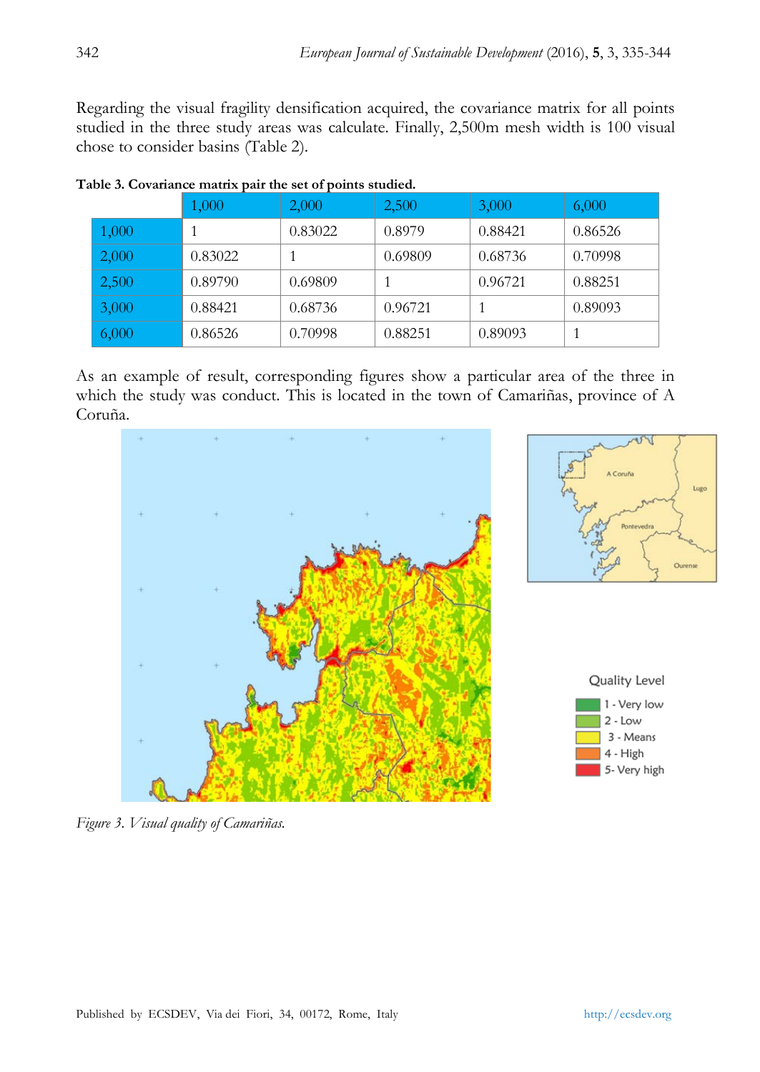Regarding the visual fragility densification acquired, the covariance matrix for all points studied in the three study areas was calculate. Finally, 2,500m mesh width is 100 visual chose to consider basins (Table 2).

**Table 3. Covariance matrix pair the set of points studied.**

| | 1,000 | 2,000 | 2,500 | 3,000 | 6,000 |
|---|---|---|---|---|---|
| 1,000 | 1 | 0.83022 | 0.8979 | 0.88421 | 0.86526 |
| 2,000 | 0.83022 | 1 | 0.69809 | 0.68736 | 0.70998 |
| 2,500 | 0.89790 | 0.69809 | 1 | 0.96721 | 0.88251 |
| 3,000 | 0.88421 | 0.68736 | 0.96721 | 1 | 0.89093 |
| 6,000 | 0.86526 | 0.70998 | 0.88251 | 0.89093 | 1 |

As an example of result, corresponding figures show a particular area of the three in which the study was conduct. This is located in the town of Camariñas, province of A Coruña.

*Figure 3. Visual quality of Camariñas.*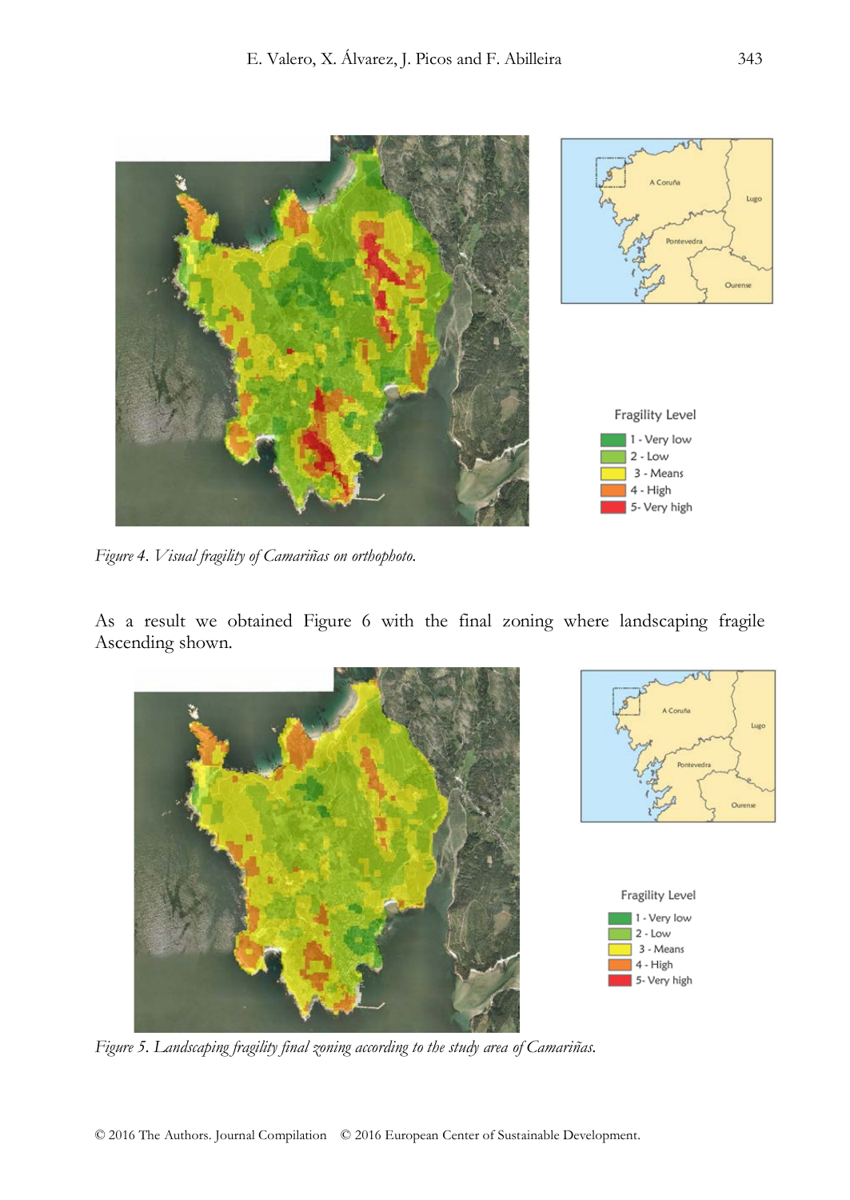*Figure 4. Visual fragility of Camariñas on orthophoto.*

As a result we obtained Figure 6 with the final zoning where landscaping fragile Ascending shown.

*Figure 5. Landscaping fragility final zoning according to the study area of Camariñas.*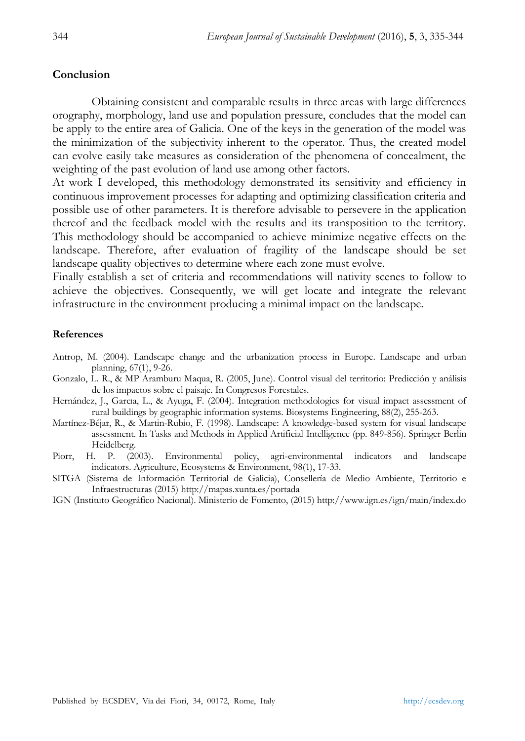## Conclusion

Obtaining consistent and comparable results in three areas with large differences orography, morphology, land use and population pressure, concludes that the model can be apply to the entire area of Galicia. One of the keys in the generation of the model was the minimization of the subjectivity inherent to the operator. Thus, the created model can evolve easily take measures as consideration of the phenomena of concealment, the weighting of the past evolution of land use among other factors.

At work I developed, this methodology demonstrated its sensitivity and efficiency in continuous improvement processes for adapting and optimizing classification criteria and possible use of other parameters. It is therefore advisable to persevere in the application thereof and the feedback model with the results and its transposition to the territory. This methodology should be accompanied to achieve minimize negative effects on the landscape. Therefore, after evaluation of fragility of the landscape should be set landscape quality objectives to determine where each zone must evolve.

Finally establish a set of criteria and recommendations will nativity scenes to follow to achieve the objectives. Consequently, we will get locate and integrate the relevant infrastructure in the environment producing a minimal impact on the landscape.

## References

Antrop, M. (2004). Landscape change and the urbanization process in Europe. Landscape and urban planning, 67(1), 9-26.

Gonzalo, L. R., & MP Aramburu Maqua, R. (2005, June). Control visual del territorio: Predicción y análisis de los impactos sobre el paisaje. In Congresos Forestales.

Hernández, J., Garcıa, L., & Ayuga, F. (2004). Integration methodologies for visual impact assessment of rural buildings by geographic information systems. Biosystems Engineering, 88(2), 255-263.

Martínez-Béjar, R., & Martin-Rubio, F. (1998). Landscape: A knowledge-based system for visual landscape assessment. In Tasks and Methods in Applied Artificial Intelligence (pp. 849-856). Springer Berlin Heidelberg.

Piorr, H. P. (2003). Environmental policy, agri-environmental indicators and landscape indicators. Agriculture, Ecosystems & Environment, 98(1), 17-33.

SITGA (Sistema de Información Territorial de Galicia), Consellería de Medio Ambiente, Territorio e Infraestructuras (2015) http://mapas.xunta.es/portada

IGN (Instituto Geográfico Nacional). Ministerio de Fomento, (2015) http://www.ign.es/ign/main/index.do